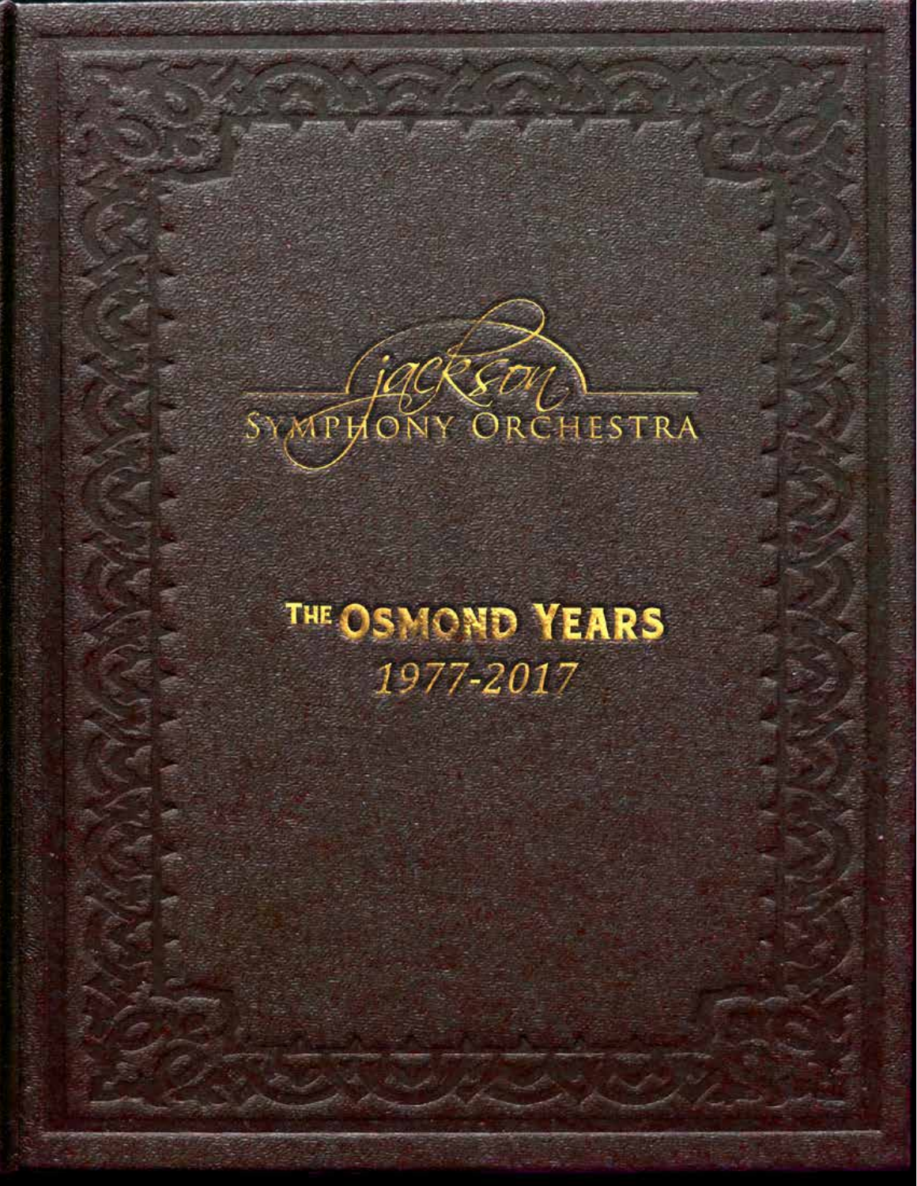jackson
SYMPHONY ORCHESTRA

# THE OSMOND YEARS
*1977-2017*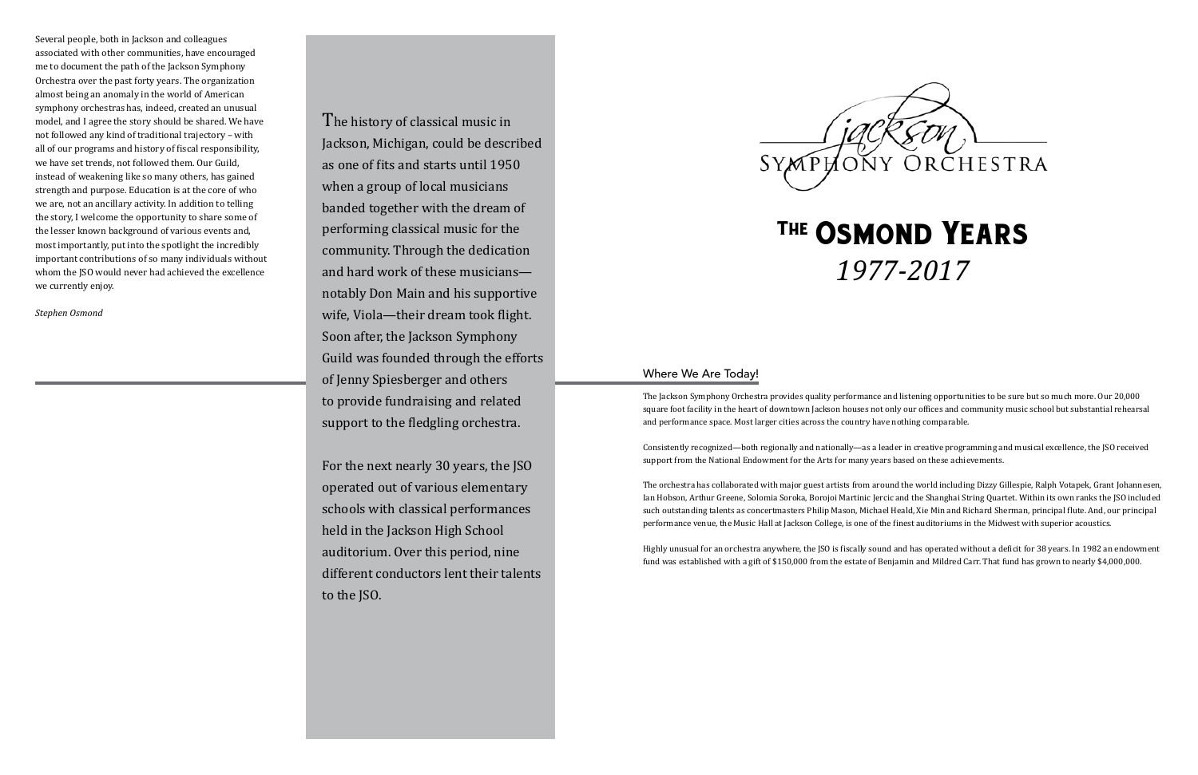Several people, both in Jackson and colleagues associated with other communities, have encouraged me to document the path of the Jackson Symphony Orchestra over the past forty years. The organization almost being an anomaly in the world of American symphony orchestras has, indeed, created an unusual model, and I agree the story should be shared. We have not followed any kind of traditional trajectory – with all of our programs and history of fiscal responsibility, we have set trends, not followed them. Our Guild, instead of weakening like so many others, has gained strength and purpose. Education is at the core of who we are, not an ancillary activity. In addition to telling the story, I welcome the opportunity to share some of the lesser known background of various events and, most importantly, put into the spotlight the incredibly important contributions of so many individuals without whom the JSO would never had achieved the excellence we currently enjoy.

*Stephen Osmond*

The history of classical music in Jackson, Michigan, could be described as one of fits and starts until 1950 when a group of local musicians banded together with the dream of performing classical music for the community. Through the dedication and hard work of these musicians—notably Don Main and his supportive wife, Viola—their dream took flight. Soon after, the Jackson Symphony Guild was founded through the efforts of Jenny Spiesberger and others to provide fundraising and related support to the fledgling orchestra.

For the next nearly 30 years, the JSO operated out of various elementary schools with classical performances held in the Jackson High School auditorium. Over this period, nine different conductors lent their talents to the JSO.

Jackson Symphony Orchestra

# The Osmond Years

## *1977-2017*

### Where We Are Today!

The Jackson Symphony Orchestra provides quality performance and listening opportunities to be sure but so much more. Our 20,000 square foot facility in the heart of downtown Jackson houses not only our offices and community music school but substantial rehearsal and performance space. Most larger cities across the country have nothing comparable.

Consistently recognized—both regionally and nationally—as a leader in creative programming and musical excellence, the JSO received support from the National Endowment for the Arts for many years based on these achievements.

The orchestra has collaborated with major guest artists from around the world including Dizzy Gillespie, Ralph Votapek, Grant Johannesen, Ian Hobson, Arthur Greene, Solomia Soroka, Borojoi Martinic Jercic and the Shanghai String Quartet. Within its own ranks the JSO included such outstanding talents as concertmasters Philip Mason, Michael Heald, Xie Min and Richard Sherman, principal flute. And, our principal performance venue, the Music Hall at Jackson College, is one of the finest auditoriums in the Midwest with superior acoustics.

Highly unusual for an orchestra anywhere, the JSO is fiscally sound and has operated without a deficit for 38 years. In 1982 an endowment fund was established with a gift of $150,000 from the estate of Benjamin and Mildred Carr. That fund has grown to nearly $4,000,000.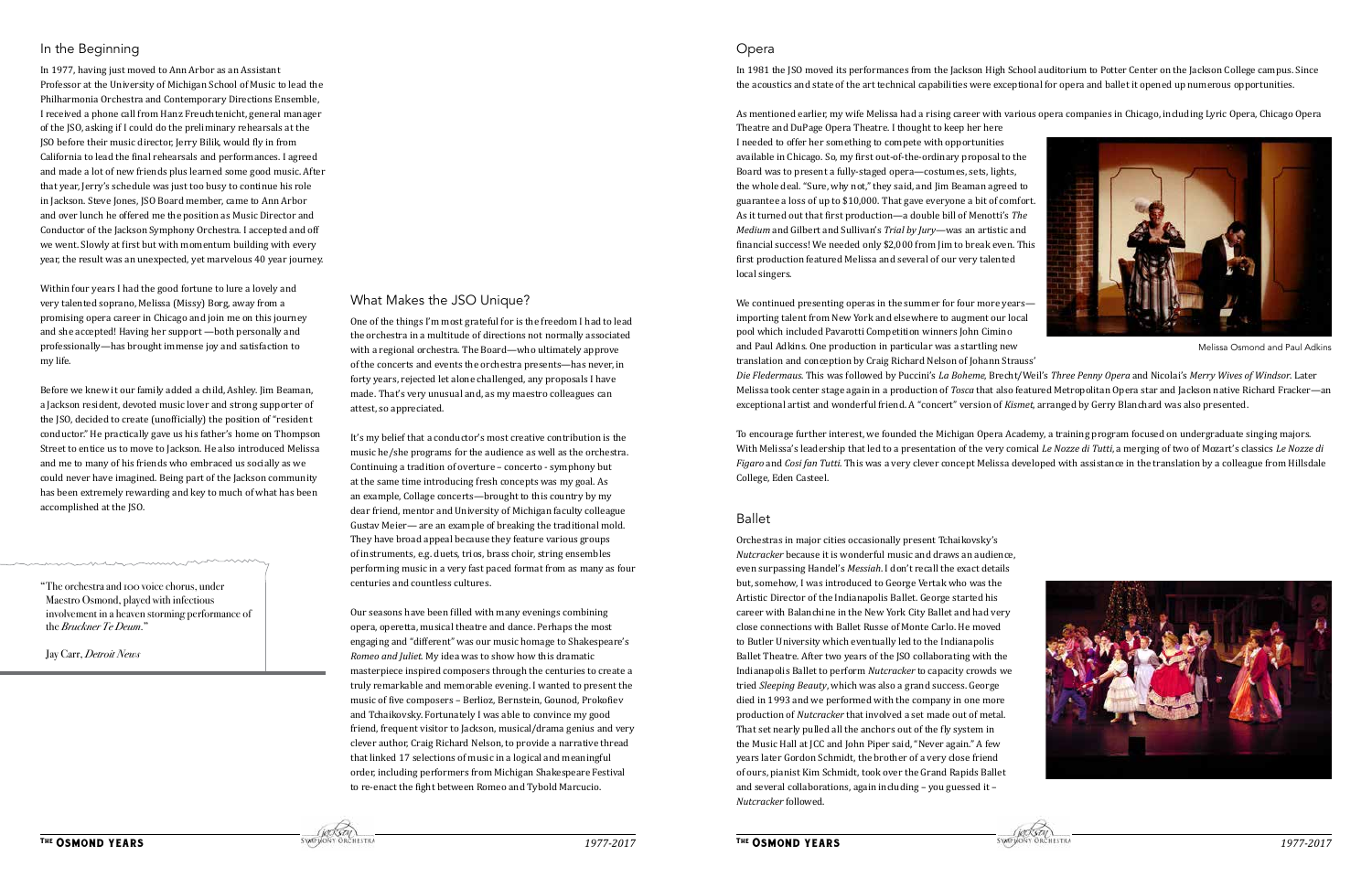## In the Beginning

In 1977, having just moved to Ann Arbor as an Assistant Professor at the University of Michigan School of Music to lead the Philharmonia Orchestra and Contemporary Directions Ensemble, I received a phone call from Hanz Freuchtenicht, general manager of the JSO, asking if I could do the preliminary rehearsals at the JSO before their music director, Jerry Bilik, would fly in from California to lead the final rehearsals and performances. I agreed and made a lot of new friends plus learned some good music. After that year, Jerry's schedule was just too busy to continue his role in Jackson. Steve Jones, JSO Board member, came to Ann Arbor and over lunch he offered me the position as Music Director and Conductor of the Jackson Symphony Orchestra. I accepted and off we went. Slowly at first but with momentum building with every year, the result was an unexpected, yet marvelous 40 year journey.

Within four years I had the good fortune to lure a lovely and very talented soprano, Melissa (Missy) Borg, away from a promising opera career in Chicago and join me on this journey and she accepted! Having her support —both personally and professionally—has brought immense joy and satisfaction to my life.

Before we knew it our family added a child, Ashley. Jim Beaman, a Jackson resident, devoted music lover and strong supporter of the JSO, decided to create (unofficially) the position of "resident conductor." He practically gave us his father's home on Thompson Street to entice us to move to Jackson. He also introduced Melissa and me to many of his friends who embraced us socially as we could never have imagined. Being part of the Jackson community has been extremely rewarding and key to much of what has been accomplished at the JSO.

"The orchestra and 100 voice chorus, under Maestro Osmond, played with infectious involvement in a heaven storming performance of the *Bruckner Te Deum*."

Jay Carr, *Detroit News*

## What Makes the JSO Unique?

One of the things I'm most grateful for is the freedom I had to lead the orchestra in a multitude of directions not normally associated with a regional orchestra. The Board—who ultimately approve of the concerts and events the orchestra presents—has never, in forty years, rejected let alone challenged, any proposals I have made. That's very unusual and, as my maestro colleagues can attest, so appreciated.

It's my belief that a conductor's most creative contribution is the music he/she programs for the audience as well as the orchestra. Continuing a tradition of overture – concerto - symphony but at the same time introducing fresh concepts was my goal. As an example, Collage concerts—brought to this country by my dear friend, mentor and University of Michigan faculty colleague Gustav Meier— are an example of breaking the traditional mold. They have broad appeal because they feature various groups of instruments, e.g. duets, trios, brass choir, string ensembles performing music in a very fast paced format from as many as four centuries and countless cultures.

Our seasons have been filled with many evenings combining opera, operetta, musical theatre and dance. Perhaps the most engaging and "different" was our music homage to Shakespeare's *Romeo and Juliet*. My idea was to show how this dramatic masterpiece inspired composers through the centuries to create a truly remarkable and memorable evening. I wanted to present the music of five composers – Berlioz, Bernstein, Gounod, Prokofiev and Tchaikovsky. Fortunately I was able to convince my good friend, frequent visitor to Jackson, musical/drama genius and very clever author, Craig Richard Nelson, to provide a narrative thread that linked 17 selections of music in a logical and meaningful order, including performers from Michigan Shakespeare Festival to re-enact the fight between Romeo and Tybold Marcucio.

## Opera

In 1981 the JSO moved its performances from the Jackson High School auditorium to Potter Center on the Jackson College campus. Since the acoustics and state of the art technical capabilities were exceptional for opera and ballet it opened up numerous opportunities.

As mentioned earlier, my wife Melissa had a rising career with various opera companies in Chicago, including Lyric Opera, Chicago Opera Theatre and DuPage Opera Theatre. I thought to keep her here I needed to offer her something to compete with opportunities available in Chicago. So, my first out-of-the-ordinary proposal to the Board was to present a fully-staged opera—costumes, sets, lights, the whole deal. "Sure, why not," they said, and Jim Beaman agreed to guarantee a loss of up to $10,000. That gave everyone a bit of comfort. As it turned out that first production—a double bill of Menotti's *The Medium* and Gilbert and Sullivan's *Trial by Jury*—was an artistic and financial success! We needed only $2,000 from Jim to break even. This first production featured Melissa and several of our very talented local singers.

Melissa Osmond and Paul Adkins

We continued presenting operas in the summer for four more years—importing talent from New York and elsewhere to augment our local pool which included Pavarotti Competition winners John Cimino and Paul Adkins. One production in particular was a startling new translation and conception by Craig Richard Nelson of Johann Strauss' *Die Fledermaus*. This was followed by Puccini's *La Boheme*, Brecht/Weil's *Three Penny Opera* and Nicolai's *Merry Wives of Windsor*. Later Melissa took center stage again in a production of *Tosca* that also featured Metropolitan Opera star and Jackson native Richard Fracker—an exceptional artist and wonderful friend. A "concert" version of *Kismet*, arranged by Gerry Blanchard was also presented.

To encourage further interest, we founded the Michigan Opera Academy, a training program focused on undergraduate singing majors. With Melissa's leadership that led to a presentation of the very comical *Le Nozze di Tutti*, a merging of two of Mozart's classics *Le Nozze di Figaro* and *Cosi fan Tutti*. This was a very clever concept Melissa developed with assistance in the translation by a colleague from Hillsdale College, Eden Casteel.

## Ballet

Orchestras in major cities occasionally present Tchaikovsky's *Nutcracker* because it is wonderful music and draws an audience, even surpassing Handel's *Messiah*. I don't recall the exact details but, somehow, I was introduced to George Vertak who was the Artistic Director of the Indianapolis Ballet. George started his career with Balanchine in the New York City Ballet and had very close connections with Ballet Russe of Monte Carlo. He moved to Butler University which eventually led to the Indianapolis Ballet Theatre. After two years of the JSO collaborating with the Indianapolis Ballet to perform *Nutcracker* to capacity crowds we tried *Sleeping Beauty*, which was also a grand success. George died in 1993 and we performed with the company in one more production of *Nutcracker* that involved a set made out of metal. That set nearly pulled all the anchors out of the fly system in the Music Hall at JCC and John Piper said, "Never again." A few years later Gordon Schmidt, the brother of a very close friend of ours, pianist Kim Schmidt, took over the Grand Rapids Ballet and several collaborations, again including – you guessed it – *Nutcracker* followed.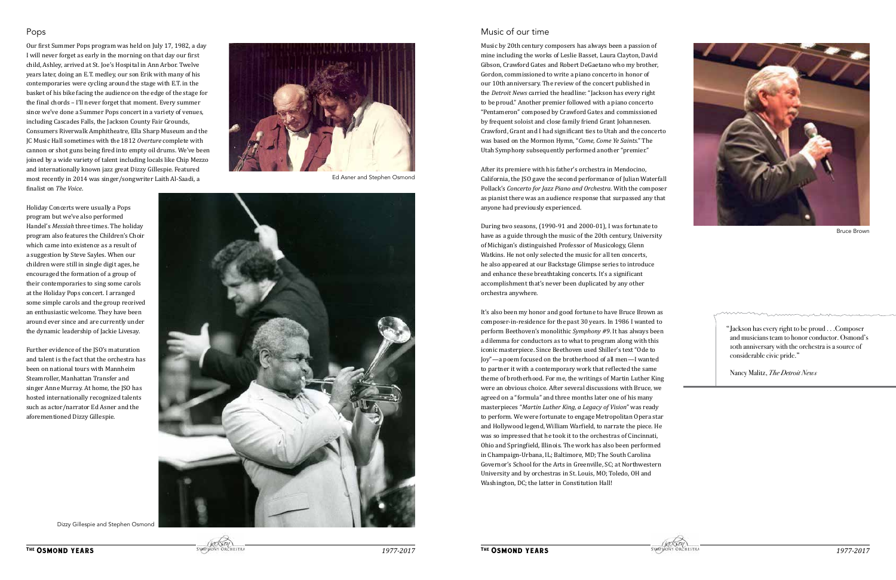## Pops

Our first Summer Pops program was held on July 17, 1982, a day I will never forget as early in the morning on that day our first child, Ashley, arrived at St. Joe's Hospital in Ann Arbor. Twelve years later, doing an E.T. medley, our son Erik with many of his contemporaries were cycling around the stage with E.T. in the basket of his bike facing the audience on the edge of the stage for the final chords – I'll never forget that moment. Every summer since we've done a Summer Pops concert in a variety of venues, including Cascades Falls, the Jackson County Fair Grounds, Consumers Riverwalk Amphitheatre, Ella Sharp Museum and the JC Music Hall sometimes with the 1812 *Overture* complete with cannon or shot guns being fired into empty oil drums. We've been joined by a wide variety of talent including locals like Chip Mezzo and internationally known jazz great Dizzy Gillespie. Featured most recently in 2014 was singer/songwriter Laith Al-Saadi, a finalist on *The Voice*.

Ed Asner and Stephen Osmond

Holiday Concerts were usually a Pops program but we've also performed Handel's *Messiah* three times. The holiday program also features the Children's Choir which came into existence as a result of a suggestion by Steve Sayles. When our children were still in single digit ages, he encouraged the formation of a group of their contemporaries to sing some carols at the Holiday Pops concert. I arranged some simple carols and the group received an enthusiastic welcome. They have been around ever since and are currently under the dynamic leadership of Jackie Livesay.

Further evidence of the JSO's maturation and talent is the fact that the orchestra has been on national tours with Mannheim Steamroller, Manhattan Transfer and singer Anne Murray. At home, the JSO has hosted internationally recognized talents such as actor/narrator Ed Asner and the aforementioned Dizzy Gillespie.

Dizzy Gillespie and Stephen Osmond

## Music of our time

Music by 20th century composers has always been a passion of mine including the works of Leslie Basset, Laura Clayton, David Gibson, Crawford Gates and Robert DeGaetano who my brother, Gordon, commissioned to write a piano concerto in honor of our 10th anniversary. The review of the concert published in the *Detroit News* carried the headline: "Jackson has every right to be proud." Another premier followed with a piano concerto "Pentameron" composed by Crawford Gates and commissioned by frequent soloist and close family friend Grant Johannesen. Crawford, Grant and I had significant ties to Utah and the concerto was based on the Mormon Hymn, "*Come, Come Ye Saints*." The Utah Symphony subsequently performed another "premier."

After its premiere with his father's orchestra in Mendocino, California, the JSO gave the second performance of Julian Waterfall Pollack's *Concerto for Jazz Piano and Orchestra*. With the composer as pianist there was an audience response that surpassed any that anyone had previously experienced.

During two seasons, (1990-91 and 2000-01), I was fortunate to have as a guide through the music of the 20th century, University of Michigan's distinguished Professor of Musicology, Glenn Watkins. He not only selected the music for all ten concerts, he also appeared at our Backstage Glimpse series to introduce and enhance these breathtaking concerts. It's a significant accomplishment that's never been duplicated by any other orchestra anywhere.

It's also been my honor and good fortune to have Bruce Brown as composer-in-residence for the past 30 years. In 1986 I wanted to perform Beethoven's monolithic *Symphony #9*. It has always been a dilemma for conductors as to what to program along with this iconic masterpiece. Since Beethoven used Shiller's text "Ode to Joy"—a poem focused on the brotherhood of all men—I wanted to partner it with a contemporary work that reflected the same theme of brotherhood. For me, the writings of Martin Luther King were an obvious choice. After several discussions with Bruce, we agreed on a "formula" and three months later one of his many masterpieces "*Martin Luther King, a Legacy of Vision*" was ready to perform. We were fortunate to engage Metropolitan Opera star and Hollywood legend, William Warfield, to narrate the piece. He was so impressed that he took it to the orchestras of Cincinnati, Ohio and Springfield, Illinois. The work has also been performed in Champaign-Urbana, IL; Baltimore, MD; The South Carolina Governor's School for the Arts in Greenville, SC; at Northwestern University and by orchestras in St. Louis, MO; Toledo, OH and Washington, DC; the latter in Constitution Hall!

Bruce Brown

"Jackson has every right to be proud . . .Composer and musicians team to honor conductor. Osmond's 10th anniversary with the orchestra is a source of considerable civic pride."

Nancy Malitz, *The Detroit News*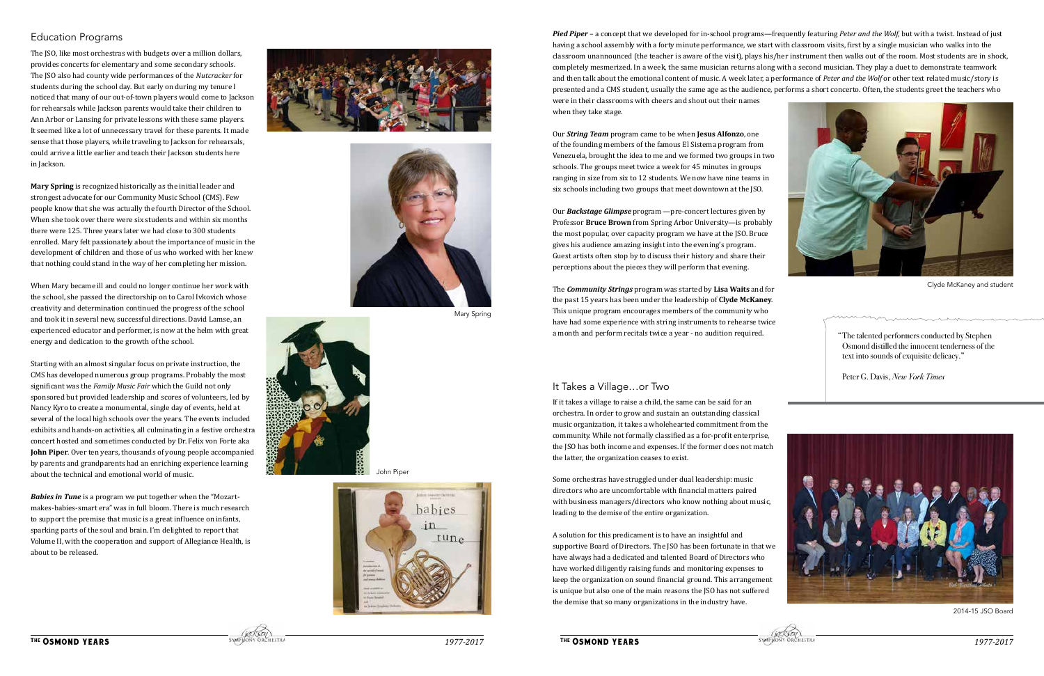## Education Programs

The JSO, like most orchestras with budgets over a million dollars, provides concerts for elementary and some secondary schools. The JSO also had county wide performances of the *Nutcracker* for students during the school day. But early on during my tenure I noticed that many of our out-of-town players would come to Jackson for rehearsals while Jackson parents would take their children to Ann Arbor or Lansing for private lessons with these same players. It seemed like a lot of unnecessary travel for these parents. It made sense that those players, while traveling to Jackson for rehearsals, could arrive a little earlier and teach their Jackson students here in Jackson.

**Mary Spring** is recognized historically as the initial leader and strongest advocate for our Community Music School (CMS). Few people know that she was actually the fourth Director of the School. When she took over there were six students and within six months there were 125. Three years later we had close to 300 students enrolled. Mary felt passionately about the importance of music in the development of children and those of us who worked with her knew that nothing could stand in the way of her completing her mission.

When Mary became ill and could no longer continue her work with the school, she passed the directorship on to Carol Ivkovich whose creativity and determination continued the progress of the school and took it in several new, successful directions. David Lamse, an experienced educator and performer, is now at the helm with great energy and dedication to the growth of the school.

Starting with an almost singular focus on private instruction, the CMS has developed numerous group programs. Probably the most significant was the *Family Music Fair* which the Guild not only sponsored but provided leadership and scores of volunteers, led by Nancy Kyro to create a monumental, single day of events, held at several of the local high schools over the years. The events included exhibits and hands-on activities, all culminating in a festive orchestra concert hosted and sometimes conducted by Dr. Felix von Forte aka **John Piper**. Over ten years, thousands of young people accompanied by parents and grandparents had an enriching experience learning about the technical and emotional world of music.

***Babies in Tune*** is a program we put together when the "Mozart-makes-babies-smart era" was in full bloom. There is much research to support the premise that music is a great influence on infants, sparking parts of the soul and brain. I'm delighted to report that Volume II, with the cooperation and support of Allegiance Health, is about to be released.

Mary Spring

John Piper

***Pied Piper*** – a concept that we developed for in-school programs—frequently featuring *Peter and the Wolf*, but with a twist. Instead of just having a school assembly with a forty minute performance, we start with classroom visits, first by a single musician who walks into the classroom unannounced (the teacher is aware of the visit), plays his/her instrument then walks out of the room. Most students are in shock, completely mesmerized. In a week, the same musician returns along with a second musician. They play a duet to demonstrate teamwork and then talk about the emotional content of music. A week later, a performance of *Peter and the Wolf* or other text related music/story is presented and a CMS student, usually the same age as the audience, performs a short concerto. Often, the students greet the teachers who were in their classrooms with cheers and shout out their names when they take stage.

Our ***String Team*** program came to be when **Jesus Alfonzo**, one of the founding members of the famous El Sistema program from Venezuela, brought the idea to me and we formed two groups in two schools. The groups meet twice a week for 45 minutes in groups ranging in size from six to 12 students. We now have nine teams in six schools including two groups that meet downtown at the JSO.

Our ***Backstage Glimpse*** program —pre-concert lectures given by Professor **Bruce Brown** from Spring Arbor University—is probably the most popular, over capacity program we have at the JSO. Bruce gives his audience amazing insight into the evening's program. Guest artists often stop by to discuss their history and share their perceptions about the pieces they will perform that evening.

The ***Community Strings*** program was started by **Lisa Waits** and for the past 15 years has been under the leadership of **Clyde McKaney**. This unique program encourages members of the community who have had some experience with string instruments to rehearse twice a month and perform recitals twice a year - no audition required.

Clyde McKaney and student

"The talented performers conducted by Stephen Osmond distilled the innocent tenderness of the text into sounds of exquisite delicacy."

Peter G. Davis, *New York Times*

## It Takes a Village…or Two

If it takes a village to raise a child, the same can be said for an orchestra. In order to grow and sustain an outstanding classical music organization, it takes a wholehearted commitment from the community. While not formally classified as a for-profit enterprise, the JSO has both income and expenses. If the former does not match the latter, the organization ceases to exist.

Some orchestras have struggled under dual leadership: music directors who are uncomfortable with financial matters paired with business managers/directors who know nothing about music, leading to the demise of the entire organization.

A solution for this predicament is to have an insightful and supportive Board of Directors. The JSO has been fortunate in that we have always had a dedicated and talented Board of Directors who have worked diligently raising funds and monitoring expenses to keep the organization on sound financial ground. This arrangement is unique but also one of the main reasons the JSO has not suffered the demise that so many organizations in the industry have.

2014-15 JSO Board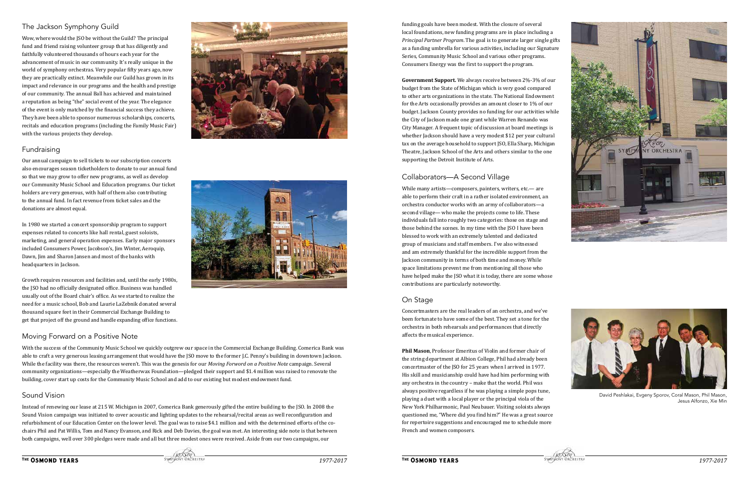## The Jackson Symphony Guild

Wow, where would the JSO be without the Guild? The principal fund and friend raising volunteer group that has diligently and faithfully volunteered thousands of hours each year for the advancement of music in our community. It's really unique in the world of symphony orchestras. Very popular fifty years ago, now they are practically extinct. Meanwhile our Guild has grown in its impact and relevance in our programs and the health and prestige of our community. The annual Ball has achieved and maintained a reputation as being "the" social event of the year. The elegance of the event is only matched by the financial success they achieve. They have been able to sponsor numerous scholarships, concerts, recitals and education programs (including the Family Music Fair) with the various projects they develop.

## Fundraising

Our annual campaign to sell tickets to our subscription concerts also encourages season ticketholders to donate to our annual fund so that we may grow to offer new programs, as well as develop our Community Music School and Education programs. Our ticket holders are very generous, with half of them also contributing to the annual fund. In fact revenue from ticket sales and the donations are almost equal.

In 1980 we started a concert sponsorship program to support expenses related to concerts like hall rental, guest soloists, marketing, and general operation expenses. Early major sponsors included Consumers Power, Jacobson's, Jim Winter, Aeroquip, Dawn, Jim and Sharon Jansen and most of the banks with headquarters in Jackson.

Growth requires resources and facilities and, until the early 1980s, the JSO had no officially designated office. Business was handled usually out of the Board chair's office. As we started to realize the need for a music school, Bob and Laurie LaZebnik donated several thousand square feet in their Commercial Exchange Building to get that project off the ground and handle expanding office functions.

## Moving Forward on a Positive Note

With the success of the Community Music School we quickly outgrew our space in the Commercial Exchange Building. Comerica Bank was able to craft a very generous leasing arrangement that would have the JSO move to the former J.C. Penny's building in downtown Jackson. While the facility was there, the resources weren't. This was the genesis for our *Moving Forward on a Positive Note* campaign. Several community organizations—especially the Weatherwax Foundation—pledged their support and $1.4 million was raised to renovate the building, cover start up costs for the Community Music School and add to our existing but modest endowment fund.

## Sound Vision

Instead of renewing our lease at 215 W. Michigan in 2007, Comerica Bank generously gifted the entire building to the JSO. In 2008 the Sound Vision campaign was initiated to cover acoustic and lighting updates to the rehearsal/recital areas as well reconfiguration and refurbishment of our Education Center on the lower level. The goal was to raise $4.1 million and with the determined efforts of the co-chairs Phil and Pat Willis, Tom and Nancy Evanson, and Rick and Deb Davies, the goal was met. An interesting side note is that between both campaigns, well over 300 pledges were made and all but three modest ones were received. Aside from our two campaigns, our funding goals have been modest. With the closure of several local foundations, new funding programs are in place including a *Principal Partner Program*. The goal is to generate larger single gifts as a funding umbrella for various activities, including our Signature Series, Community Music School and various other programs. Consumers Energy was the first to support the program.

**Government Support.** We always receive between 2%-3% of our budget from the State of Michigan which is very good compared to other arts organizations in the state. The National Endowment for the Arts occasionally provides an amount closer to 1% of our budget. Jackson County provides no funding for our activities while the City of Jackson made one grant while Warren Renando was City Manager. A frequent topic of discussion at board meetings is whether Jackson should have a very modest $12 per year cultural tax on the average household to support JSO, Ella Sharp, Michigan Theatre, Jackson School of the Arts and others similar to the one supporting the Detroit Institute of Arts.

## Collaborators—A Second Village

While many artists—composers, painters, writers, etc.— are able to perform their craft in a rather isolated environment, an orchestra conductor works with an army of collaborators—a second village— who make the projects come to life. These individuals fall into roughly two categories: those on stage and those behind the scenes. In my time with the JSO I have been blessed to work with an extremely talented and dedicated group of musicians and staff members. I've also witnessed and am extremely thankful for the incredible support from the Jackson community in terms of both time and money. While space limitations prevent me from mentioning all those who have helped make the JSO what it is today, there are some whose contributions are particularly noteworthy.

## On Stage

Concertmasters are the real leaders of an orchestra, and we've been fortunate to have some of the best. They set a tone for the orchestra in both rehearsals and performances that directly affects the musical experience.

**Phil Mason**, Professor Emeritus of Violin and former chair of the string department at Albion College, Phil had already been concertmaster of the JSO for 25 years when I arrived in 1977. His skill and musicianship could have had him performing with any orchestra in the country – make that the world. Phil was always positive regardless if he was playing a simple pops tune, playing a duet with a local player or the principal viola of the New York Philharmonic, Paul Neubauer. Visiting soloists always questioned me, "Where did you find him?" He was a great source for repertoire suggestions and encouraged me to schedule more French and women composers.

David Peshlakai, Evgeny Sporov, Coral Mason, Phil Mason, Jesus Alfonzo, Xie Min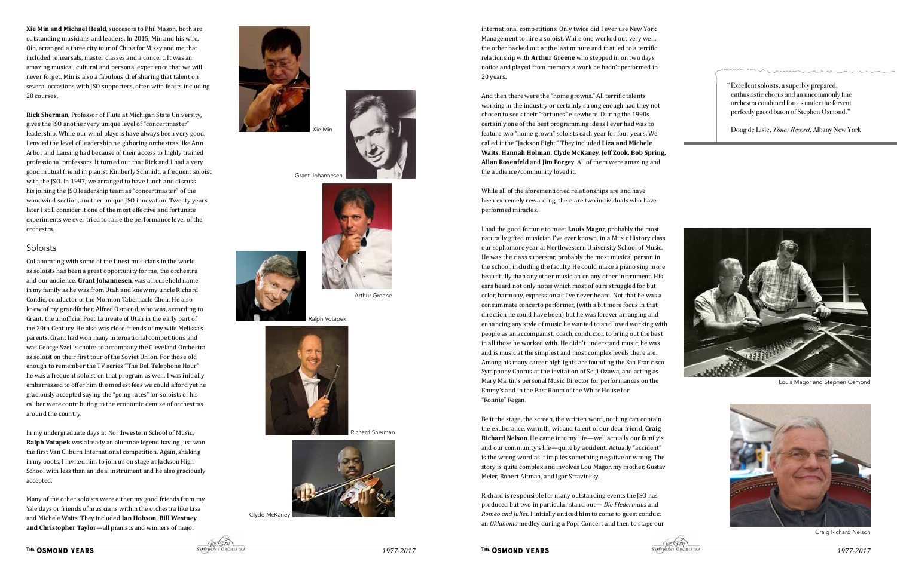**Xie Min and Michael Heald**, succesors to Phil Mason, both are outstanding musicians and leaders. In 2015, Min and his wife, Qin, arranged a three city tour of China for Missy and me that included rehearsals, master classes and a concert. It was an amazing musical, cultural and personal experience that we will never forget. Min is also a fabulous chef sharing that talent on several occasions with JSO supporters, often with feasts including 20 courses.

**Rick Sherman**, Professor of Flute at Michigan State University, gives the JSO another very unique level of "concertmaster" leadership. While our wind players have always been very good, I envied the level of leadership neighboring orchestras like Ann Arbor and Lansing had because of their access to highly trained professional professors. It turned out that Rick and I had a very good mutual friend in pianist Kimberly Schmidt, a frequent soloist with the JSO. In 1997, we arranged to have lunch and discuss his joining the JSO leadership team as "concertmaster" of the woodwind section, another unique JSO innovation. Twenty years later I still consider it one of the most effective and fortunate experiments we ever tried to raise the performance level of the orchestra.

## Soloists

Collaborating with some of the finest musicians in the world as soloists has been a great opportunity for me, the orchestra and our audience. **Grant Johannesen**, was a household name in my family as he was from Utah and knew my uncle Richard Condie, conductor of the Mormon Tabernacle Choir. He also knew of my grandfather, Alfred Osmond, who was, according to Grant, the unofficial Poet Laureate of Utah in the early part of the 20th Century. He also was close friends of my wife Melissa's parents. Grant had won many international competitions and was George Szell's choice to accompany the Cleveland Orchestra as soloist on their first tour of the Soviet Union. For those old enough to remember the TV series "The Bell Telephone Hour" he was a frequent soloist on that program as well. I was initially embarrassed to offer him the modest fees we could afford yet he graciously accepted saying the "going rates" for soloists of his caliber were contributing to the economic demise of orchestras around the country.

In my undergraduate days at Northwestern School of Music, **Ralph Votapek** was already an alumnae legend having just won the first Van Cliburn International competition. Again, shaking in my boots, I invited him to join us on stage at Jackson High School with less than an ideal instrument and he also graciously accepted.

Many of the other soloists were either my good friends from my Yale days or friends of musicians within the orchestra like Lisa and Michele Waits. They included **Ian Hobson, Bill Westney and Christopher Taylor**—all pianists and winners of major

Xie Min

Grant Johannesen

Arthur Greene

Ralph Votapek

Richard Sherman

Clyde McKaney

international competitions. Only twice did I ever use New York Management to hire a soloist. While one worked out very well, the other backed out at the last minute and that led to a terrific relationship with **Arthur Greene** who stepped in on two days notice and played from memory a work he hadn't performed in 20 years.

And then there were the "home growns." All terrific talents working in the industry or certainly strong enough had they not chosen to seek their "fortunes" elsewhere. During the 1990s certainly one of the best programming ideas I ever had was to feature two "home grown" soloists each year for four years. We called it the "Jackson Eight." They included **Liza and Michele Waits, Hannah Holman, Clyde McKaney, Jeff Zook, Bob Spring, Allan Rosenfeld** and **Jim Forgey**. All of them were amazing and the audience/community loved it.

While all of the aforementioned relationships are and have been extremely rewarding, there are two individuals who have performed miracles.

I had the good fortune to meet **Louis Magor**, probably the most naturally gifted musician I've ever known, in a Music History class our sophomore year at Northwestern University School of Music. He was the class superstar, probably the most musical person in the school, including the faculty. He could make a piano sing more beautifully than any other musician on any other instrument. His ears heard not only notes which most of ours struggled for but color, harmony, expression as I've never heard. Not that he was a consummate concerto performer, (with a bit more focus in that direction he could have been) but he was forever arranging and enhancing any style of music he wanted to and loved working with people as an accompanist, coach, conductor, to bring out the best in all those he worked with. He didn't understand music, he was and is music at the simplest and most complex levels there are. Among his many career highlights are founding the San Francisco Symphony Chorus at the invitation of Seiji Ozawa, and acting as Mary Martin's personal Music Director for performances on the Emmy's and in the East Room of the White House for "Ronnie" Regan.

Be it the stage, the screen, the written word, nothing can contain the exuberance, warmth, wit and talent of our dear friend, **Craig Richard Nelson**. He came into my life—well actually our family's and our community's life—quite by accident. Actually "accident" is the wrong word as it implies something negative or wrong. The story is quite complex and involves Lou Magor, my mother, Gustav Meier, Robert Altman, and Igor Stravinsky.

Richard is responsible for many outstanding events the JSO has produced but two in particular stand out— *Die Fledermaus* and *Romeo and Juliet*. I initially enticed him to come to guest conduct an *Oklahoma* medley during a Pops Concert and then to stage our

"Excellent soloists, a superbly prepared, enthusiastic chorus and an uncommonly fine orchestra combined forces under the fervent perfectly paced baton of Stephen Osmond."

Doug de Lisle, *Times Record*, Albany New York

Louis Magor and Stephen Osmond

Craig Richard Nelson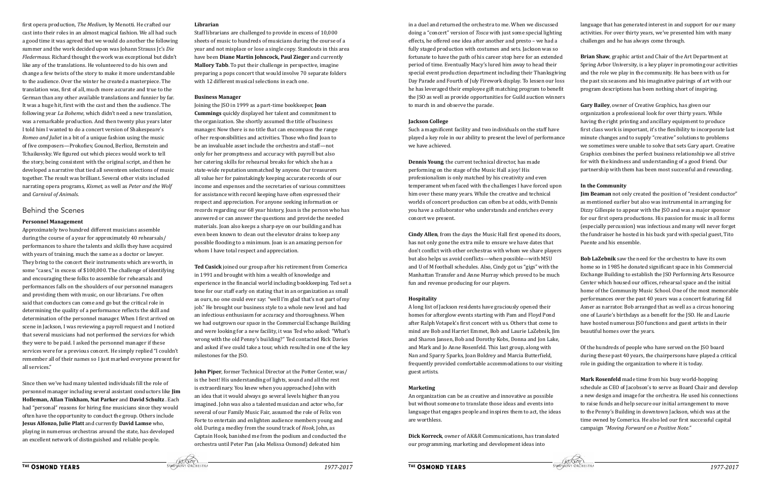first opera production, *The Medium*, by Menotti. He crafted our cast into their roles in an almost magical fashion. We all had such a good time it was agreed that we would do another the following summer and the work decided upon was Johann Strauss Jr's *Die Fledermaus*. Richard thought the work was exceptional but didn't like any of the translations. He volunteered to do his own and change a few twists of the story to make it more understandable to the audience. Over the winter he created a masterpiece. The translation was, first of all, much more accurate and true to the German than any other available translations and funnier by far. It was a huge hit, first with the cast and then the audience. The following year *La Boheme*, which didn't need a new translation, was a remarkable production. And then twenty plus years later I told him I wanted to do a concert version of Shakespeare's *Romeo and Juliet* in a bit of a unique fashion using the music of five composers—Prokofiev, Gounod, Berlioz, Bernstein and Tchaikovsky. We figured out which pieces would work to tell the story, being consistent with the original script, and then he developed a narrative that tied all seventeen selections of music together. The result was brilliant. Several other visits included narrating opera programs, *Kismet*, as well as *Peter and the Wolf* and *Carnival of Animals*.

## Behind the Scenes

### Personnel Management

Approximately two hundred different musicians assemble during the course of a year for approximately 40 rehearsals/performances to share the talents and skills they have acquired with years of training, much the same as a doctor or lawyer. They bring to the concert their instruments which are worth, in some "cases," in excess of $100,000. The challenge of identifying and encouraging these folks to assemble for rehearsals and performances falls on the shoulders of our personnel managers and providing them with music, on our librarians. I've often said that conductors can come and go but the critical role in determining the quality of a performance reflects the skill and determination of the personnel manager. When I first arrived on scene in Jackson, I was reviewing a payroll request and I noticed that several musicians had not performed the services for which they were to be paid. I asked the personnel manager if these services were for a previous concert. He simply replied "I couldn't remember all of their names so I just marked everyone present for all services."

Since then we've had many talented individuals fill the role of personnel manager including several assistant conductors like **Jim Holleman, Allan Tinkham, Nat Parker** and **David Schultz**. Each had "personal" reasons for hiring fine musicians since they would often have the opportunity to conduct the group. Others include **Jesus Alfonzo, Julie Platt** and currently **David Lamse** who, playing in numerous orchestras around the state, has developed an excellent network of distinguished and reliable people.

### Librarian

Staff librarians are challenged to provide in excess of 10,000 sheets of music to hundreds of musicians during the course of a year and not misplace or lose a single copy. Standouts in this area have been **Diane Martin Johncock, Paul Zieger** and currently **Mallory Tabb**. To put their challenge in perspective, imagine preparing a pops concert that would involve 70 separate folders with 12 different musical selections in each one.

### Business Manager

Joining the JSO in 1999 as a part-time bookkeeper, **Joan Cummings** quickly displayed her talent and commitment to the organization. She shortly assumed the title of business manager. Now there is no title that can encompass the range of her responsibilities and activities. Those who find Joan to be an invaluable asset include the orchestra and staff—not only for her promptness and accuracy with payroll but also her catering skills for rehearsal breaks for which she has a state-wide reputation unmatched by anyone. Our treasurers all value her for painstakingly keeping accurate records of our income and expenses and the secretaries of various committees for assistance with record keeping have often expressed their respect and appreciation. For anyone seeking information or records regarding our 68 year history, Joan is the person who has answered or can answer the questions and provide the needed materials. Joan also keeps a sharp eye on our building and has even been known to clean out the elevator drains to keep any possible flooding to a minimum. Joan is an amazing person for whom I have total respect and appreciation.

**Ted Cusick** joined our group after his retirement from Comerica in 1991 and brought with him a wealth of knowledge and experience in the financial world including bookkeeping. Ted set a tone for our staff early on stating that in an organization as small as ours, no one could ever say: "well I'm glad that's not part of my job." He brought our business style to a whole new level and had an infectious enthusiasm for accuracy and thoroughness. When we had outgrown our space in the Commercial Exchange Building and were looking for a new facility, it was Ted who asked: "What's wrong with the old Penny's building?" Ted contacted Rick Davies and asked if we could take a tour, which resulted in one of the key milestones for the JSO.

**John Piper**, former Technical Director at the Potter Center, was/is the best! His understanding of lights, sound and all the rest is extraordinary. You knew when you approached John with an idea that it would always go several levels higher than you imagined. John was also a talented musician and actor who, for several of our Family Music Fair, assumed the role of Felix von Forte to entertain and enlighten audience members young and old. During a medley from the sound track of *Hook*, John, as Captain Hook, banished me from the podium and conducted the orchestra until Peter Pan (aka Melissa Osmond) defeated him in a duel and returned the orchestra to me. When we discussed doing a "concert" version of *Tosca* with just some special lighting effects, he offered one idea after another and presto – we had a fully staged production with costumes and sets. Jackson was so fortunate to have the path of his career stop here for an extended period of time. Eventually Macy's lured him away to head their special event production department including their Thanksgiving Day Parade and Fourth of July Firework display. To lessen our loss he has leveraged their employee gift matching program to benefit the JSO as well as provide opportunities for Guild auction winners to march in and observe the parade.

### Jackson College

Such a magnificent facility and two individuals on the staff have played a key role in our ability to present the level of performance we have achieved.

**Dennis Young**, the current technical director, has made performing on the stage of the Music Hall a joy! His professionalism is only matched by his creativity and even temperament when faced with the challenges I have forced upon him over these many years. While the creative and technical worlds of concert production can often be at odds, with Dennis you have a collaborator who understands and enriches every concert we present.

**Cindy Allen**, from the days the Music Hall first opened its doors, has not only gone the extra mile to ensure we have dates that don't conflict with other orchestras with whom we share players but also helps us avoid conflicts—when possible—with MSU and U of M football schedules. Also, Cindy got us "gigs" with the Manhattan Transfer and Anne Murray which proved to be much fun and revenue producing for our players.

### Hospitality

A long list of Jackson residents have graciously opened their homes for afterglow events starting with Pam and Floyd Pond after Ralph Votapek's first concert with us. Others that come to mind are Bob and Harriet Emmet, Bob and Laurie LaZebnik, Jim and Sharon Jansen, Bob and Dorothy Kobs, Donna and Jon Lake, and Mark and Jo Anne Rosenfeld. This last group, along with Nan and Sparry Sparks, Joan Boldrey and Marcia Butterfield, frequently provided comfortable accommodations to our visiting guest artists.

### Marketing

An organization can be as creative and innovative as possible but without someone to translate those ideas and events into language that engages people and inspires them to act, the ideas are worthless.

**Dick Korreck**, owner of AK&R Communications, has translated our programming, marketing and development ideas into language that has generated interest in and support for our many activities. For over thirty years, we've presented him with many challenges and he has always come through.

**Brian Shaw**, graphic artist and Chair of the Art Department at Spring Arbor University, is a key player in promoting our activities and the role we play in the community. He has been with us for the past six seasons and his imaginative pairings of art with our program descriptions has been nothing short of inspiring.

**Gary Bailey**, owner of Creative Graphics, has given our organization a professional look for over thirty years. While having the right printing and ancillary equipment to produce first class work is important, it's the flexibility to incorporate last minute changes and to supply "creative" solutions to problems we sometimes were unable to solve that sets Gary apart. Creative Graphics combines the perfect business relationship we all strive for with the kindness and understanding of a good friend. Our partnership with them has been most successful and rewarding.

### In the Community

**Jim Beaman** not only created the position of "resident conductor" as mentioned earlier but also was instrumental in arranging for Dizzy Gillespie to appear with the JSO and was a major sponsor for our first opera productions. His passion for music in all forms (especially percussion) was infectious and many will never forget the fundraiser he hosted in his back yard with special guest, Tito Puente and his ensemble.

**Bob LaZebnik** saw the need for the orchestra to have its own home so in 1985 he donated significant space in his Commercial Exchange Building to establish the JSO Performing Arts Resource Center which housed our offices, rehearsal space and the initial home of the Community Music School. One of the most memorable performances over the past 40 years was a concert featuring Ed Asner as narrator. Bob arranged that as well as a circus honoring one of Laurie's birthdays as a benefit for the JSO. He and Laurie have hosted numerous JSO functions and guest artists in their beautiful homes over the years.

Of the hundreds of people who have served on the JSO board during these past 40 years, the chairpersons have played a critical role in guiding the organization to where it is today.

**Mark Rosenfeld** made time from his busy world-hopping schedule as CEO of Jacobson's to serve as Board Chair and develop a new design and image for the orchestra. He used his connections to raise funds and help secure our initial arrangement to move to the Penny's Building in downtown Jackson, which was at the time owned by Comerica. He also led our first successful capital campaign *"Moving Forward on a Positive Note."*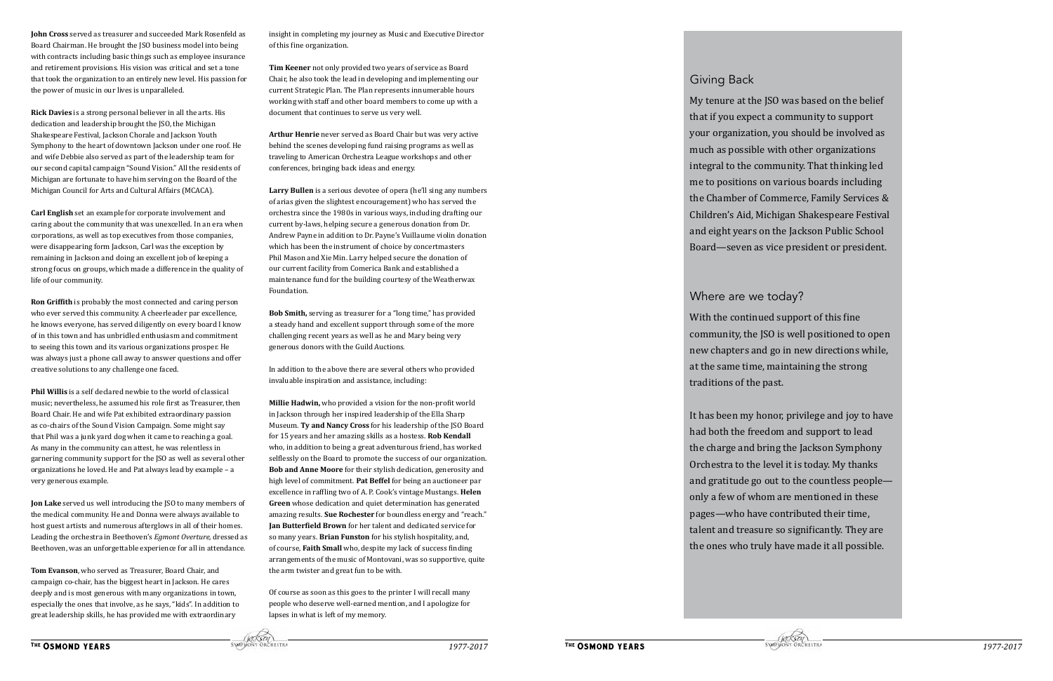**John Cross** served as treasurer and succeeded Mark Rosenfeld as Board Chairman. He brought the JSO business model into being with contracts including basic things such as employee insurance and retirement provisions. His vision was critical and set a tone that took the organization to an entirely new level. His passion for the power of music in our lives is unparalleled.

**Rick Davies** is a strong personal believer in all the arts. His dedication and leadership brought the JSO, the Michigan Shakespeare Festival, Jackson Chorale and Jackson Youth Symphony to the heart of downtown Jackson under one roof. He and wife Debbie also served as part of the leadership team for our second capital campaign "Sound Vision." All the residents of Michigan are fortunate to have him serving on the Board of the Michigan Council for Arts and Cultural Affairs (MCACA).

**Carl English** set an example for corporate involvement and caring about the community that was unexcelled. In an era when corporations, as well as top executives from those companies, were disappearing form Jackson, Carl was the exception by remaining in Jackson and doing an excellent job of keeping a strong focus on groups, which made a difference in the quality of life of our community.

**Ron Griffith** is probably the most connected and caring person who ever served this community. A cheerleader par excellence, he knows everyone, has served diligently on every board I know of in this town and has unbridled enthusiasm and commitment to seeing this town and its various organizations prosper. He was always just a phone call away to answer questions and offer creative solutions to any challenge one faced.

**Phil Willis** is a self declared newbie to the world of classical music; nevertheless, he assumed his role first as Treasurer, then Board Chair. He and wife Pat exhibited extraordinary passion as co-chairs of the Sound Vision Campaign. Some might say that Phil was a junk yard dog when it came to reaching a goal. As many in the community can attest, he was relentless in garnering community support for the JSO as well as several other organizations he loved. He and Pat always lead by example – a very generous example.

**Jon Lake** served us well introducing the JSO to many members of the medical community. He and Donna were always available to host guest artists and numerous afterglows in all of their homes. Leading the orchestra in Beethoven's *Egmont Overture*, dressed as Beethoven, was an unforgettable experience for all in attendance.

**Tom Evanson**, who served as Treasurer, Board Chair, and campaign co-chair, has the biggest heart in Jackson. He cares deeply and is most generous with many organizations in town, especially the ones that involve, as he says, "kids". In addition to great leadership skills, he has provided me with extraordinary insight in completing my journey as Music and Executive Director of this fine organization.

**Tim Keener** not only provided two years of service as Board Chair, he also took the lead in developing and implementing our current Strategic Plan. The Plan represents innumerable hours working with staff and other board members to come up with a document that continues to serve us very well.

**Arthur Henrie** never served as Board Chair but was very active behind the scenes developing fund raising programs as well as traveling to American Orchestra League workshops and other conferences, bringing back ideas and energy.

**Larry Bullen** is a serious devotee of opera (he'll sing any numbers of arias given the slightest encouragement) who has served the orchestra since the 1980s in various ways, including drafting our current by-laws, helping secure a generous donation from Dr. Andrew Payne in addition to Dr. Payne's Vuillaume violin donation which has been the instrument of choice by concertmasters Phil Mason and Xie Min. Larry helped secure the donation of our current facility from Comerica Bank and established a maintenance fund for the building courtesy of the Weatherwax Foundation.

**Bob Smith,** serving as treasurer for a "long time," has provided a steady hand and excellent support through some of the more challenging recent years as well as he and Mary being very generous donors with the Guild Auctions.

In addition to the above there are several others who provided invaluable inspiration and assistance, including:

**Millie Hadwin,** who provided a vision for the non-profit world in Jackson through her inspired leadership of the Ella Sharp Museum. **Ty and Nancy Cross** for his leadership of the JSO Board for 15 years and her amazing skills as a hostess. **Rob Kendall** who, in addition to being a great adventurous friend, has worked selflessly on the Board to promote the success of our organization. **Bob and Anne Moore** for their stylish dedication, generosity and high level of commitment. **Pat Beffel** for being an auctioneer par excellence in raffling two of A. P. Cook's vintage Mustangs. **Helen Green** whose dedication and quiet determination has generated amazing results. **Sue Rochester** for boundless energy and "reach." **Jan Butterfield Brown** for her talent and dedicated service for so many years. **Brian Funston** for his stylish hospitality, and, of course, **Faith Small** who, despite my lack of success finding arrangements of the music of Montovani, was so supportive, quite the arm twister and great fun to be with.

Of course as soon as this goes to the printer I will recall many people who deserve well-earned mention, and I apologize for lapses in what is left of my memory.

## Giving Back

My tenure at the JSO was based on the belief that if you expect a community to support your organization, you should be involved as much as possible with other organizations integral to the community. That thinking led me to positions on various boards including the Chamber of Commerce, Family Services & Children's Aid, Michigan Shakespeare Festival and eight years on the Jackson Public School Board—seven as vice president or president.

## Where are we today?

With the continued support of this fine community, the JSO is well positioned to open new chapters and go in new directions while, at the same time, maintaining the strong traditions of the past.

It has been my honor, privilege and joy to have had both the freedom and support to lead the charge and bring the Jackson Symphony Orchestra to the level it is today. My thanks and gratitude go out to the countless people—only a few of whom are mentioned in these pages—who have contributed their time, talent and treasure so significantly. They are the ones who truly have made it all possible.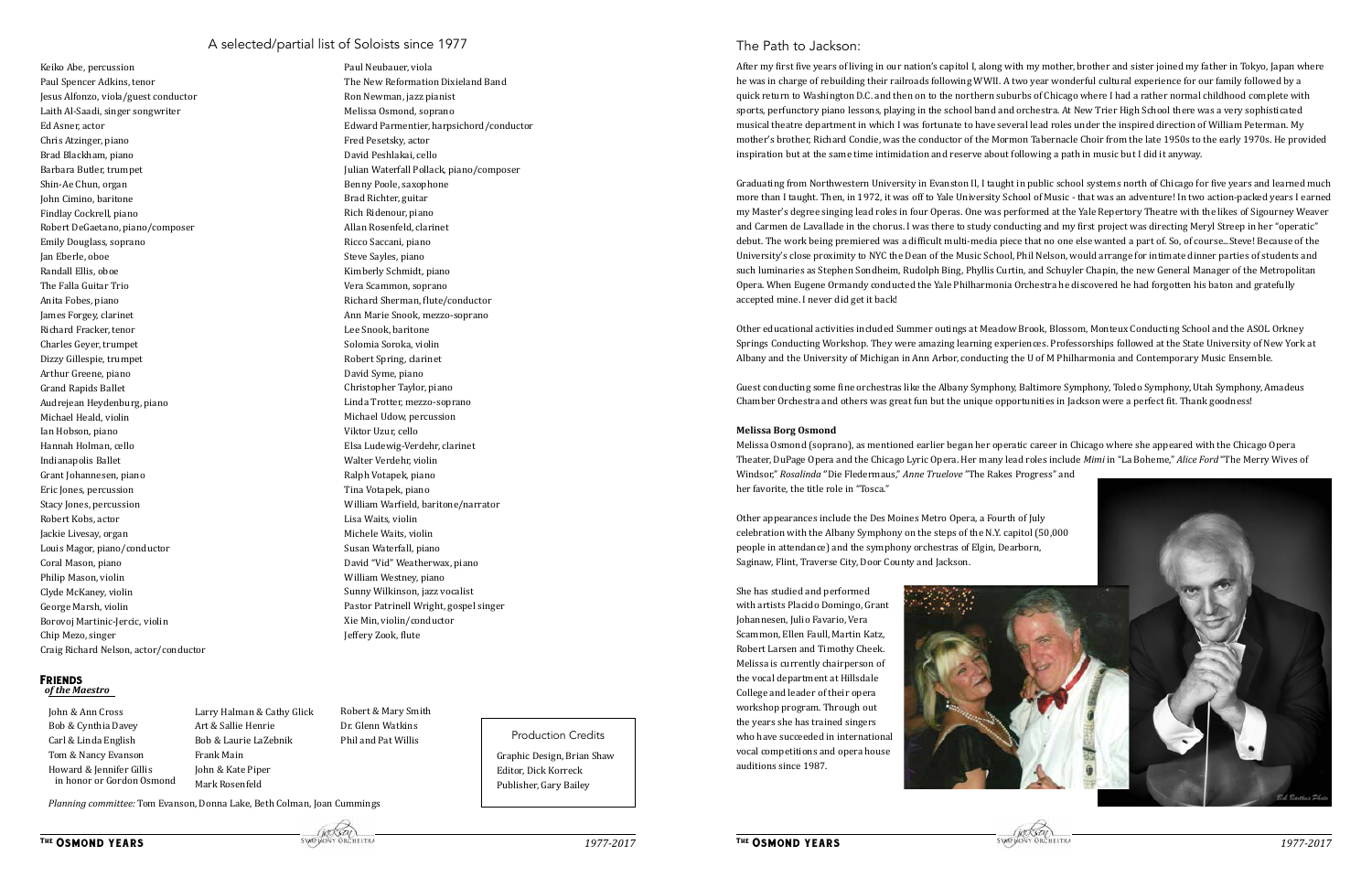## A selected/partial list of Soloists since 1977

Keiko Abe, percussion
Paul Spencer Adkins, tenor
Jesus Alfonzo, viola/guest conductor
Laith Al-Saadi, singer songwriter
Ed Asner, actor
Chris Atzinger, piano
Brad Blackham, piano
Barbara Butler, trumpet
Shin-Ae Chun, organ
John Cimino, baritone
Findlay Cockrell, piano
Robert DeGaetano, piano/composer
Emily Douglass, soprano
Jan Eberle, oboe
Randall Ellis, oboe
The Falla Guitar Trio
Anita Fobes, piano
James Forgey, clarinet
Richard Fracker, tenor
Charles Geyer, trumpet
Dizzy Gillespie, trumpet
Arthur Greene, piano
Grand Rapids Ballet
Audrejean Heydenburg, piano
Michael Heald, violin
Ian Hobson, piano
Hannah Holman, cello
Indianapolis Ballet
Grant Johannesen, piano
Eric Jones, percussion
Stacy Jones, percussion
Robert Kobs, actor
Jackie Livesay, organ
Louis Magor, piano/conductor
Coral Mason, piano
Philip Mason, violin
Clyde McKaney, violin
George Marsh, violin
Borovoj Martinic-Jercic, violin
Chip Mezo, singer
Craig Richard Nelson, actor/conductor
Paul Neubauer, viola
The New Reformation Dixieland Band
Ron Newman, jazz pianist
Melissa Osmond, soprano
Edward Parmentier, harpsichord/conductor
Fred Pesetsky, actor
David Peshlakai, cello
Julian Waterfall Pollack, piano/composer
Benny Poole, saxophone
Brad Richter, guitar
Rich Ridenour, piano
Allan Rosenfeld, clarinet
Ricco Saccani, piano
Steve Sayles, piano
Kimberly Schmidt, piano
Vera Scammon, soprano
Richard Sherman, flute/conductor
Ann Marie Snook, mezzo-soprano
Lee Snook, baritone
Solomia Soroka, violin
Robert Spring, clarinet
David Syme, piano
Christopher Taylor, piano
Linda Trotter, mezzo-soprano
Michael Udow, percussion
Viktor Uzur, cello
Elsa Ludewig-Verdehr, clarinet
Walter Verdehr, violin
Ralph Votapek, piano
Tina Votapek, piano
William Warfield, baritone/narrator
Lisa Waits, violin
Michele Waits, violin
Susan Waterfall, piano
David "Vid" Weatherwax, piano
William Westney, piano
Sunny Wilkinson, jazz vocalist
Pastor Patrinell Wright, gospel singer
Xie Min, violin/conductor
Jeffery Zook, flute

## Friends *of the Maestro*

John & Ann Cross
Bob & Cynthia Davey
Carl & Linda English
Tom & Nancy Evanson
Howard & Jennifer Gillis in honor or Gordon Osmond
Larry Halman & Cathy Glick
Art & Sallie Henrie
Bob & Laurie LaZebnik
Frank Main
John & Kate Piper
Mark Rosenfeld
Robert & Mary Smith
Dr. Glenn Watkins
Phil and Pat Willis

*Planning committee:* Tom Evanson, Donna Lake, Beth Colman, Joan Cummings

### Production Credits

Graphic Design, Brian Shaw
Editor, Dick Korreck
Publisher, Gary Bailey

## The Path to Jackson:

After my first five years of living in our nation's capitol I, along with my mother, brother and sister joined my father in Tokyo, Japan where he was in charge of rebuilding their railroads following WWII. A two year wonderful cultural experience for our family followed by a quick return to Washington D.C. and then on to the northern suburbs of Chicago where I had a rather normal childhood complete with sports, perfunctory piano lessons, playing in the school band and orchestra. At New Trier High School there was a very sophisticated musical theatre department in which I was fortunate to have several lead roles under the inspired direction of William Peterman. My mother's brother, Richard Condie, was the conductor of the Mormon Tabernacle Choir from the late 1950s to the early 1970s. He provided inspiration but at the same time intimidation and reserve about following a path in music but I did it anyway.

Graduating from Northwestern University in Evanston Il, I taught in public school systems north of Chicago for five years and learned much more than I taught. Then, in 1972, it was off to Yale University School of Music - that was an adventure! In two action-packed years I earned my Master's degree singing lead roles in four Operas. One was performed at the Yale Repertory Theatre with the likes of Sigourney Weaver and Carmen de Lavallade in the chorus. I was there to study conducting and my first project was directing Meryl Streep in her "operatic" debut. The work being premiered was a difficult multi-media piece that no one else wanted a part of. So, of course...Steve! Because of the University's close proximity to NYC the Dean of the Music School, Phil Nelson, would arrange for intimate dinner parties of students and such luminaries as Stephen Sondheim, Rudolph Bing, Phyllis Curtin, and Schuyler Chapin, the new General Manager of the Metropolitan Opera. When Eugene Ormandy conducted the Yale Philharmonia Orchestra he discovered he had forgotten his baton and gratefully accepted mine. I never did get it back!

Other educational activities included Summer outings at Meadow Brook, Blossom, Monteux Conducting School and the ASOL Orkney Springs Conducting Workshop. They were amazing learning experiences. Professorships followed at the State University of New York at Albany and the University of Michigan in Ann Arbor, conducting the U of M Philharmonia and Contemporary Music Ensemble.

Guest conducting some fine orchestras like the Albany Symphony, Baltimore Symphony, Toledo Symphony, Utah Symphony, Amadeus Chamber Orchestra and others was great fun but the unique opportunities in Jackson were a perfect fit. Thank goodness!

**Melissa Borg Osmond**

Melissa Osmond (soprano), as mentioned earlier began her operatic career in Chicago where she appeared with the Chicago Opera Theater, DuPage Opera and the Chicago Lyric Opera. Her many lead roles include *Mimi* in "La Boheme," *Alice Ford* "The Merry Wives of Windsor," *Rosalinda* "Die Fledermaus," *Anne Truelove* "The Rakes Progress" and her favorite, the title role in "Tosca."

Other appearances include the Des Moines Metro Opera, a Fourth of July celebration with the Albany Symphony on the steps of the N.Y. capitol (50,000 people in attendance) and the symphony orchestras of Elgin, Dearborn, Saginaw, Flint, Traverse City, Door County and Jackson.

She has studied and performed with artists Placido Domingo, Grant Johannesen, Julio Favario, Vera Scammon, Ellen Faull, Martin Katz, Robert Larsen and Timothy Cheek. Melissa is currently chairperson of the vocal department at Hillsdale College and leader of their opera workshop program. Through out the years she has trained singers who have succeeded in international vocal competitions and opera house auditions since 1987.

Bil Barthus Photo